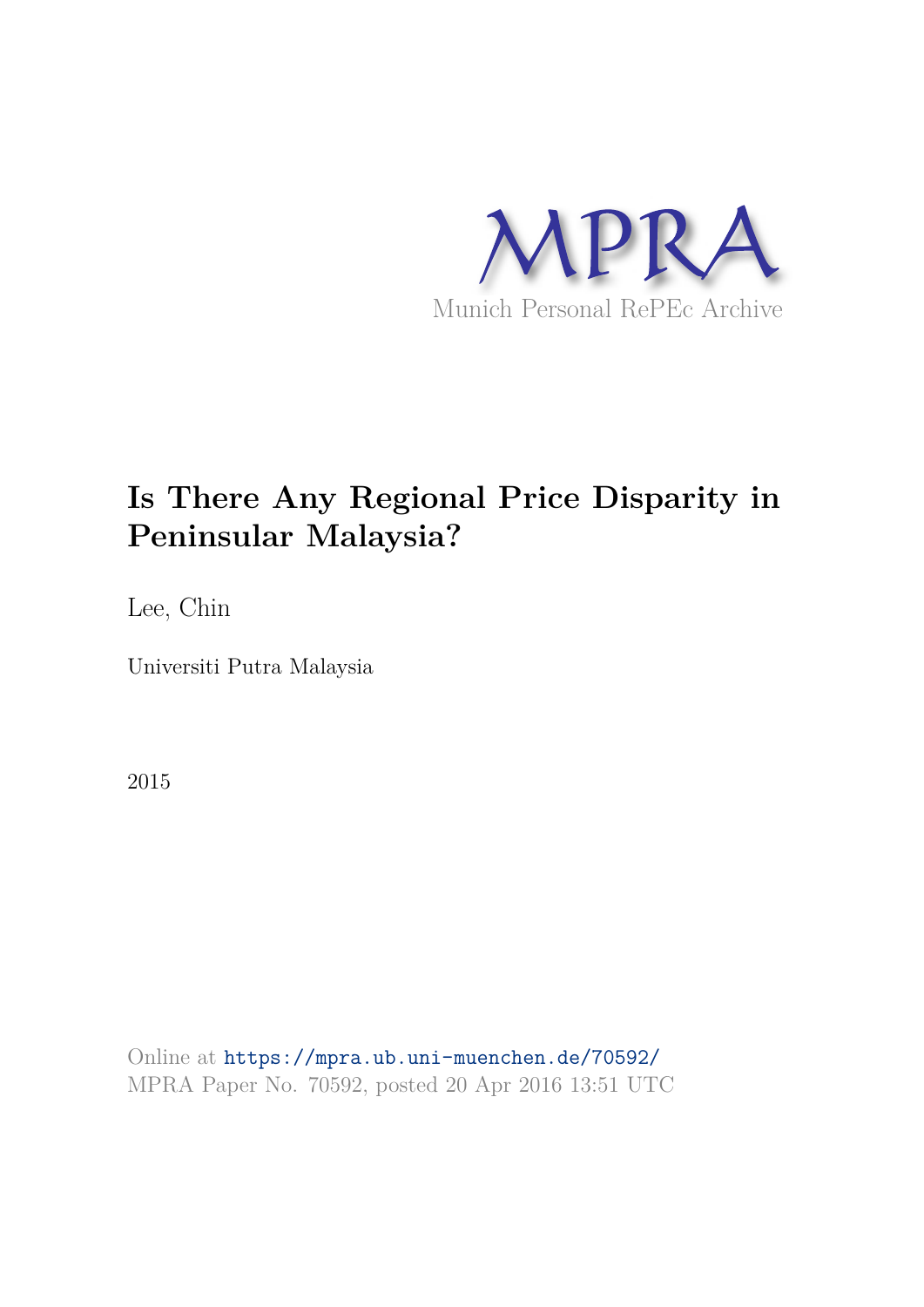MPRA

Munich Personal RePEc Archive

# Is There Any Regional Price Disparity in Peninsular Malaysia?

Lee, Chin

Universiti Putra Malaysia

2015

Online at https://mpra.ub.uni-muenchen.de/70592/
MPRA Paper No. 70592, posted 20 Apr 2016 13:51 UTC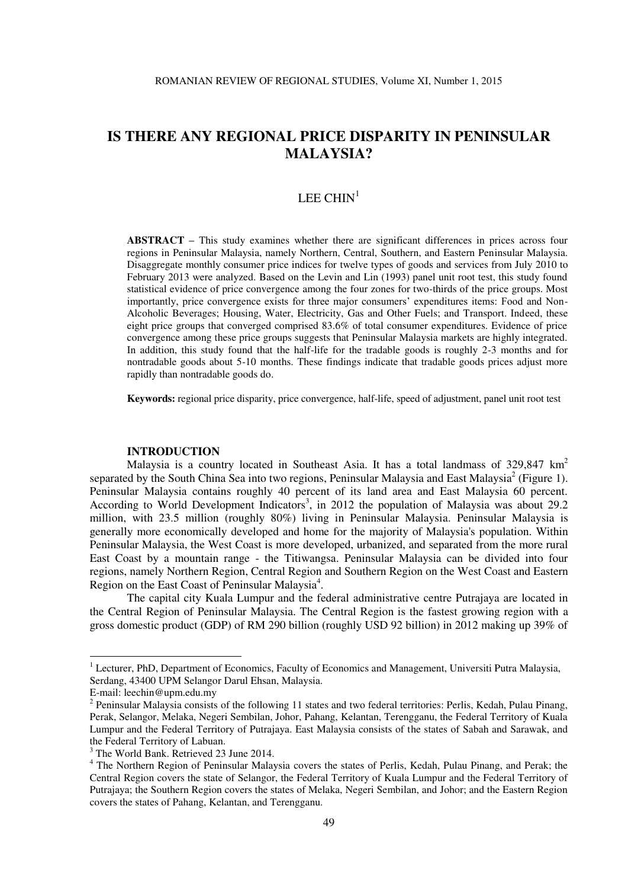# IS THERE ANY REGIONAL PRICE DISPARITY IN PENINSULAR MALAYSIA?

LEE CHIN[1]

**ABSTRACT** – This study examines whether there are significant differences in prices across four regions in Peninsular Malaysia, namely Northern, Central, Southern, and Eastern Peninsular Malaysia. Disaggregate monthly consumer price indices for twelve types of goods and services from July 2010 to February 2013 were analyzed. Based on the Levin and Lin (1993) panel unit root test, this study found statistical evidence of price convergence among the four zones for two-thirds of the price groups. Most importantly, price convergence exists for three major consumers' expenditures items: Food and Non-Alcoholic Beverages; Housing, Water, Electricity, Gas and Other Fuels; and Transport. Indeed, these eight price groups that converged comprised 83.6% of total consumer expenditures. Evidence of price convergence among these price groups suggests that Peninsular Malaysia markets are highly integrated. In addition, this study found that the half-life for the tradable goods is roughly 2-3 months and for nontradable goods about 5-10 months. These findings indicate that tradable goods prices adjust more rapidly than nontradable goods do.

**Keywords:** regional price disparity, price convergence, half-life, speed of adjustment, panel unit root test

## INTRODUCTION

Malaysia is a country located in Southeast Asia. It has a total landmass of 329,847 km$^2$ separated by the South China Sea into two regions, Peninsular Malaysia and East Malaysia[2] (Figure 1). Peninsular Malaysia contains roughly 40 percent of its land area and East Malaysia 60 percent. According to World Development Indicators[3], in 2012 the population of Malaysia was about 29.2 million, with 23.5 million (roughly 80%) living in Peninsular Malaysia. Peninsular Malaysia is generally more economically developed and home for the majority of Malaysia's population. Within Peninsular Malaysia, the West Coast is more developed, urbanized, and separated from the more rural East Coast by a mountain range - the Titiwangsa. Peninsular Malaysia can be divided into four regions, namely Northern Region, Central Region and Southern Region on the West Coast and Eastern Region on the East Coast of Peninsular Malaysia[4].

The capital city Kuala Lumpur and the federal administrative centre Putrajaya are located in the Central Region of Peninsular Malaysia. The Central Region is the fastest growing region with a gross domestic product (GDP) of RM 290 billion (roughly USD 92 billion) in 2012 making up 39% of

---

[1] Lecturer, PhD, Department of Economics, Faculty of Economics and Management, Universiti Putra Malaysia, Serdang, 43400 UPM Selangor Darul Ehsan, Malaysia.
E-mail: leechin@upm.edu.my

[2] Peninsular Malaysia consists of the following 11 states and two federal territories: Perlis, Kedah, Pulau Pinang, Perak, Selangor, Melaka, Negeri Sembilan, Johor, Pahang, Kelantan, Terengganu, the Federal Territory of Kuala Lumpur and the Federal Territory of Putrajaya. East Malaysia consists of the states of Sabah and Sarawak, and the Federal Territory of Labuan.

[3] The World Bank. Retrieved 23 June 2014.

[4] The Northern Region of Peninsular Malaysia covers the states of Perlis, Kedah, Pulau Pinang, and Perak; the Central Region covers the state of Selangor, the Federal Territory of Kuala Lumpur and the Federal Territory of Putrajaya; the Southern Region covers the states of Melaka, Negeri Sembilan, and Johor; and the Eastern Region covers the states of Pahang, Kelantan, and Terengganu.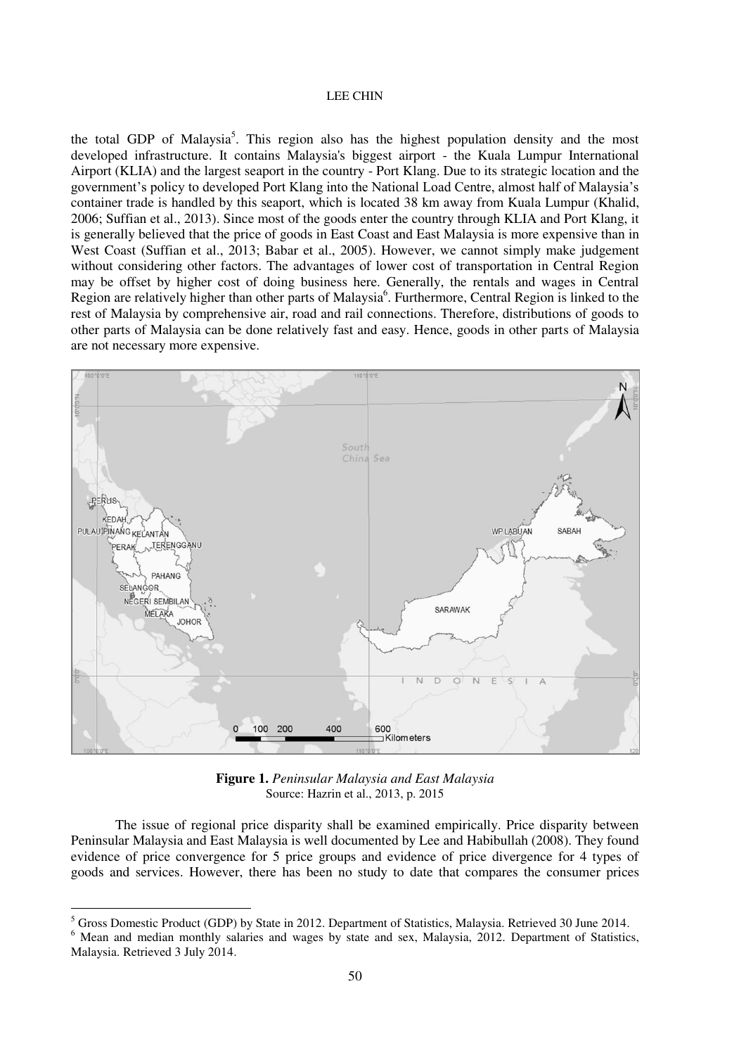the total GDP of Malaysia[5]. This region also has the highest population density and the most developed infrastructure. It contains Malaysia's biggest airport - the Kuala Lumpur International Airport (KLIA) and the largest seaport in the country - Port Klang. Due to its strategic location and the government's policy to developed Port Klang into the National Load Centre, almost half of Malaysia's container trade is handled by this seaport, which is located 38 km away from Kuala Lumpur (Khalid, 2006; Suffian et al., 2013). Since most of the goods enter the country through KLIA and Port Klang, it is generally believed that the price of goods in East Coast and East Malaysia is more expensive than in West Coast (Suffian et al., 2013; Babar et al., 2005). However, we cannot simply make judgement without considering other factors. The advantages of lower cost of transportation in Central Region may be offset by higher cost of doing business here. Generally, the rentals and wages in Central Region are relatively higher than other parts of Malaysia[6]. Furthermore, Central Region is linked to the rest of Malaysia by comprehensive air, road and rail connections. Therefore, distributions of goods to other parts of Malaysia can be done relatively fast and easy. Hence, goods in other parts of Malaysia are not necessary more expensive.

**Figure 1.** *Peninsular Malaysia and East Malaysia*
Source: Hazrin et al., 2013, p. 2015

The issue of regional price disparity shall be examined empirically. Price disparity between Peninsular Malaysia and East Malaysia is well documented by Lee and Habibullah (2008). They found evidence of price convergence for 5 price groups and evidence of price divergence for 4 types of goods and services. However, there has been no study to date that compares the consumer prices

[5] Gross Domestic Product (GDP) by State in 2012. Department of Statistics, Malaysia. Retrieved 30 June 2014.

[6] Mean and median monthly salaries and wages by state and sex, Malaysia, 2012. Department of Statistics, Malaysia. Retrieved 3 July 2014.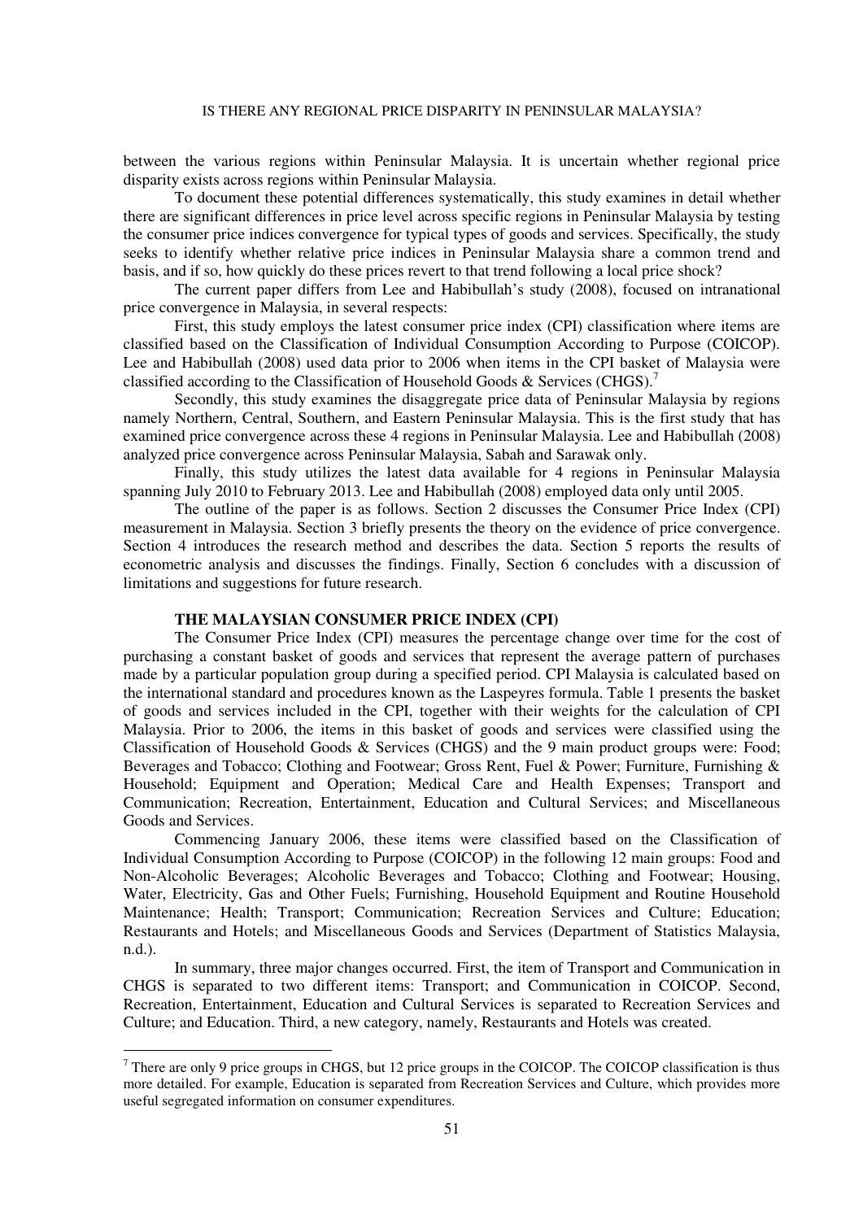between the various regions within Peninsular Malaysia. It is uncertain whether regional price disparity exists across regions within Peninsular Malaysia.

To document these potential differences systematically, this study examines in detail whether there are significant differences in price level across specific regions in Peninsular Malaysia by testing the consumer price indices convergence for typical types of goods and services. Specifically, the study seeks to identify whether relative price indices in Peninsular Malaysia share a common trend and basis, and if so, how quickly do these prices revert to that trend following a local price shock?

The current paper differs from Lee and Habibullah's study (2008), focused on intranational price convergence in Malaysia, in several respects:

First, this study employs the latest consumer price index (CPI) classification where items are classified based on the Classification of Individual Consumption According to Purpose (COICOP). Lee and Habibullah (2008) used data prior to 2006 when items in the CPI basket of Malaysia were classified according to the Classification of Household Goods & Services (CHGS).[7]

Secondly, this study examines the disaggregate price data of Peninsular Malaysia by regions namely Northern, Central, Southern, and Eastern Peninsular Malaysia. This is the first study that has examined price convergence across these 4 regions in Peninsular Malaysia. Lee and Habibullah (2008) analyzed price convergence across Peninsular Malaysia, Sabah and Sarawak only.

Finally, this study utilizes the latest data available for 4 regions in Peninsular Malaysia spanning July 2010 to February 2013. Lee and Habibullah (2008) employed data only until 2005.

The outline of the paper is as follows. Section 2 discusses the Consumer Price Index (CPI) measurement in Malaysia. Section 3 briefly presents the theory on the evidence of price convergence. Section 4 introduces the research method and describes the data. Section 5 reports the results of econometric analysis and discusses the findings. Finally, Section 6 concludes with a discussion of limitations and suggestions for future research.

## THE MALAYSIAN CONSUMER PRICE INDEX (CPI)

The Consumer Price Index (CPI) measures the percentage change over time for the cost of purchasing a constant basket of goods and services that represent the average pattern of purchases made by a particular population group during a specified period. CPI Malaysia is calculated based on the international standard and procedures known as the Laspeyres formula. Table 1 presents the basket of goods and services included in the CPI, together with their weights for the calculation of CPI Malaysia. Prior to 2006, the items in this basket of goods and services were classified using the Classification of Household Goods & Services (CHGS) and the 9 main product groups were: Food; Beverages and Tobacco; Clothing and Footwear; Gross Rent, Fuel & Power; Furniture, Furnishing & Household; Equipment and Operation; Medical Care and Health Expenses; Transport and Communication; Recreation, Entertainment, Education and Cultural Services; and Miscellaneous Goods and Services.

Commencing January 2006, these items were classified based on the Classification of Individual Consumption According to Purpose (COICOP) in the following 12 main groups: Food and Non-Alcoholic Beverages; Alcoholic Beverages and Tobacco; Clothing and Footwear; Housing, Water, Electricity, Gas and Other Fuels; Furnishing, Household Equipment and Routine Household Maintenance; Health; Transport; Communication; Recreation Services and Culture; Education; Restaurants and Hotels; and Miscellaneous Goods and Services (Department of Statistics Malaysia, n.d.).

In summary, three major changes occurred. First, the item of Transport and Communication in CHGS is separated to two different items: Transport; and Communication in COICOP. Second, Recreation, Entertainment, Education and Cultural Services is separated to Recreation Services and Culture; and Education. Third, a new category, namely, Restaurants and Hotels was created.

---

[7] There are only 9 price groups in CHGS, but 12 price groups in the COICOP. The COICOP classification is thus more detailed. For example, Education is separated from Recreation Services and Culture, which provides more useful segregated information on consumer expenditures.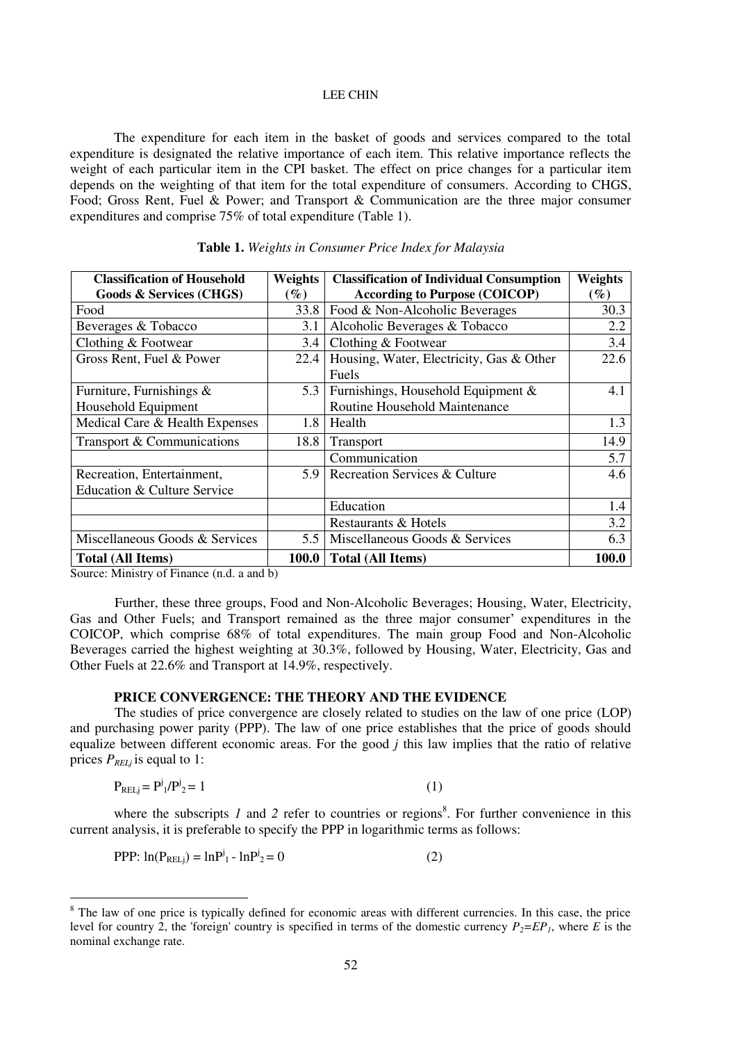The expenditure for each item in the basket of goods and services compared to the total expenditure is designated the relative importance of each item. This relative importance reflects the weight of each particular item in the CPI basket. The effect on price changes for a particular item depends on the weighting of that item for the total expenditure of consumers. According to CHGS, Food; Gross Rent, Fuel & Power; and Transport & Communication are the three major consumer expenditures and comprise 75% of total expenditure (Table 1).

**Table 1.** *Weights in Consumer Price Index for Malaysia*

| Classification of Household Goods & Services (CHGS) | Weights (%) | Classification of Individual Consumption According to Purpose (COICOP) | Weights (%) |
|---|---|---|---|
| Food | 33.8 | Food & Non-Alcoholic Beverages | 30.3 |
| Beverages & Tobacco | 3.1 | Alcoholic Beverages & Tobacco | 2.2 |
| Clothing & Footwear | 3.4 | Clothing & Footwear | 3.4 |
| Gross Rent, Fuel & Power | 22.4 | Housing, Water, Electricity, Gas & Other Fuels | 22.6 |
| Furniture, Furnishings & Household Equipment | 5.3 | Furnishings, Household Equipment & Routine Household Maintenance | 4.1 |
| Medical Care & Health Expenses | 1.8 | Health | 1.3 |
| Transport & Communications | 18.8 | Transport | 14.9 |
| | | Communication | 5.7 |
| Recreation, Entertainment, Education & Culture Service | 5.9 | Recreation Services & Culture | 4.6 |
| | | Education | 1.4 |
| | | Restaurants & Hotels | 3.2 |
| Miscellaneous Goods & Services | 5.5 | Miscellaneous Goods & Services | 6.3 |
| **Total (All Items)** | **100.0** | **Total (All Items)** | **100.0** |

Source: Ministry of Finance (n.d. a and b)

Further, these three groups, Food and Non-Alcoholic Beverages; Housing, Water, Electricity, Gas and Other Fuels; and Transport remained as the three major consumer' expenditures in the COICOP, which comprise 68% of total expenditures. The main group Food and Non-Alcoholic Beverages carried the highest weighting at 30.3%, followed by Housing, Water, Electricity, Gas and Other Fuels at 22.6% and Transport at 14.9%, respectively.

## PRICE CONVERGENCE: THE THEORY AND THE EVIDENCE

The studies of price convergence are closely related to studies on the law of one price (LOP) and purchasing power parity (PPP). The law of one price establishes that the price of goods should equalize between different economic areas. For the good *j* this law implies that the ratio of relative prices $P_{RELj}$ is equal to 1:

$$P_{RELj} = P^j_1 / P^j_2 = 1 \qquad (1)$$

where the subscripts *1* and *2* refer to countries or regions[8]. For further convenience in this current analysis, it is preferable to specify the PPP in logarithmic terms as follows:

$$\text{PPP: } \ln(P_{RELj}) = \ln P^j_1 - \ln P^j_2 = 0 \qquad (2)$$

---

[8] The law of one price is typically defined for economic areas with different currencies. In this case, the price level for country 2, the 'foreign' country is specified in terms of the domestic currency $P_2 = EP_1$, where $E$ is the nominal exchange rate.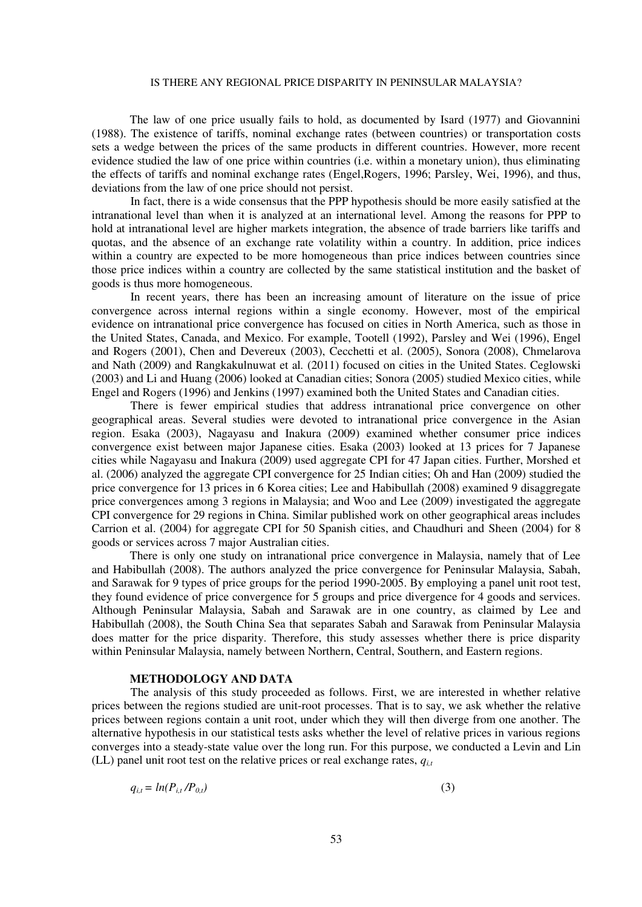The law of one price usually fails to hold, as documented by Isard (1977) and Giovannini (1988). The existence of tariffs, nominal exchange rates (between countries) or transportation costs sets a wedge between the prices of the same products in different countries. However, more recent evidence studied the law of one price within countries (i.e. within a monetary union), thus eliminating the effects of tariffs and nominal exchange rates (Engel,Rogers, 1996; Parsley, Wei, 1996), and thus, deviations from the law of one price should not persist.

In fact, there is a wide consensus that the PPP hypothesis should be more easily satisfied at the intranational level than when it is analyzed at an international level. Among the reasons for PPP to hold at intranational level are higher markets integration, the absence of trade barriers like tariffs and quotas, and the absence of an exchange rate volatility within a country. In addition, price indices within a country are expected to be more homogeneous than price indices between countries since those price indices within a country are collected by the same statistical institution and the basket of goods is thus more homogeneous.

In recent years, there has been an increasing amount of literature on the issue of price convergence across internal regions within a single economy. However, most of the empirical evidence on intranational price convergence has focused on cities in North America, such as those in the United States, Canada, and Mexico. For example, Tootell (1992), Parsley and Wei (1996), Engel and Rogers (2001), Chen and Devereux (2003), Cecchetti et al. (2005), Sonora (2008), Chmelarova and Nath (2009) and Rangkakulnuwat et al. (2011) focused on cities in the United States. Ceglowski (2003) and Li and Huang (2006) looked at Canadian cities; Sonora (2005) studied Mexico cities, while Engel and Rogers (1996) and Jenkins (1997) examined both the United States and Canadian cities.

There is fewer empirical studies that address intranational price convergence on other geographical areas. Several studies were devoted to intranational price convergence in the Asian region. Esaka (2003), Nagayasu and Inakura (2009) examined whether consumer price indices convergence exist between major Japanese cities. Esaka (2003) looked at 13 prices for 7 Japanese cities while Nagayasu and Inakura (2009) used aggregate CPI for 47 Japan cities. Further, Morshed et al. (2006) analyzed the aggregate CPI convergence for 25 Indian cities; Oh and Han (2009) studied the price convergence for 13 prices in 6 Korea cities; Lee and Habibullah (2008) examined 9 disaggregate price convergences among 3 regions in Malaysia; and Woo and Lee (2009) investigated the aggregate CPI convergence for 29 regions in China. Similar published work on other geographical areas includes Carrion et al. (2004) for aggregate CPI for 50 Spanish cities, and Chaudhuri and Sheen (2004) for 8 goods or services across 7 major Australian cities.

There is only one study on intranational price convergence in Malaysia, namely that of Lee and Habibullah (2008). The authors analyzed the price convergence for Peninsular Malaysia, Sabah, and Sarawak for 9 types of price groups for the period 1990-2005. By employing a panel unit root test, they found evidence of price convergence for 5 groups and price divergence for 4 goods and services. Although Peninsular Malaysia, Sabah and Sarawak are in one country, as claimed by Lee and Habibullah (2008), the South China Sea that separates Sabah and Sarawak from Peninsular Malaysia does matter for the price disparity. Therefore, this study assesses whether there is price disparity within Peninsular Malaysia, namely between Northern, Central, Southern, and Eastern regions.

## METHODOLOGY AND DATA

The analysis of this study proceeded as follows. First, we are interested in whether relative prices between the regions studied are unit-root processes. That is to say, we ask whether the relative prices between regions contain a unit root, under which they will then diverge from one another. The alternative hypothesis in our statistical tests asks whether the level of relative prices in various regions converges into a steady-state value over the long run. For this purpose, we conducted a Levin and Lin (LL) panel unit root test on the relative prices or real exchange rates, $q_{i,t}$

$$q_{i,t} = ln(P_{i,t} / P_{0,t}) \tag{3}$$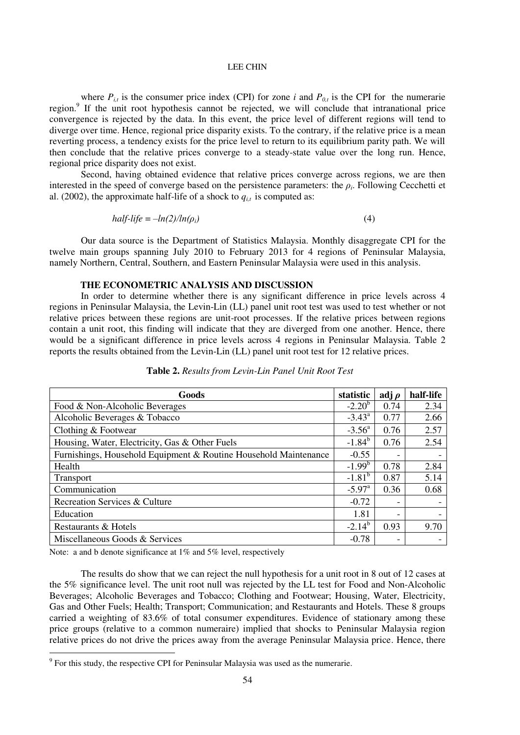where $P_{i,t}$ is the consumer price index (CPI) for zone $i$ and $P_{0,t}$ is the CPI for the numerarie region.[9] If the unit root hypothesis cannot be rejected, we will conclude that intranational price convergence is rejected by the data. In this event, the price level of different regions will tend to diverge over time. Hence, regional price disparity exists. To the contrary, if the relative price is a mean reverting process, a tendency exists for the price level to return to its equilibrium parity path. We will then conclude that the relative prices converge to a steady-state value over the long run. Hence, regional price disparity does not exist.

Second, having obtained evidence that relative prices converge across regions, we are then interested in the speed of converge based on the persistence parameters: the $\rho_i$. Following Cecchetti et al. (2002), the approximate half-life of a shock to $q_{i,t}$ is computed as:

$$half\text{-}life = -ln(2)/ln(\rho_i) \tag{4}$$

Our data source is the Department of Statistics Malaysia. Monthly disaggregate CPI for the twelve main groups spanning July 2010 to February 2013 for 4 regions of Peninsular Malaysia, namely Northern, Central, Southern, and Eastern Peninsular Malaysia were used in this analysis.

## THE ECONOMETRIC ANALYSIS AND DISCUSSION

In order to determine whether there is any significant difference in price levels across 4 regions in Peninsular Malaysia, the Levin-Lin (LL) panel unit root test was used to test whether or not relative prices between these regions are unit-root processes. If the relative prices between regions contain a unit root, this finding will indicate that they are diverged from one another. Hence, there would be a significant difference in price levels across 4 regions in Peninsular Malaysia. Table 2 reports the results obtained from the Levin-Lin (LL) panel unit root test for 12 relative prices.

**Table 2.** *Results from Levin-Lin Panel Unit Root Test*

| Goods | statistic | adj $\rho$ | half-life |
|---|---|---|---|
| Food & Non-Alcoholic Beverages | $-2.20^{b}$ | 0.74 | 2.34 |
| Alcoholic Beverages & Tobacco | $-3.43^{a}$ | 0.77 | 2.66 |
| Clothing & Footwear | $-3.56^{a}$ | 0.76 | 2.57 |
| Housing, Water, Electricity, Gas & Other Fuels | $-1.84^{b}$ | 0.76 | 2.54 |
| Furnishings, Household Equipment & Routine Household Maintenance | -0.55 | - | - |
| Health | $-1.99^{b}$ | 0.78 | 2.84 |
| Transport | $-1.81^{b}$ | 0.87 | 5.14 |
| Communication | $-5.97^{a}$ | 0.36 | 0.68 |
| Recreation Services & Culture | -0.72 | - | - |
| Education | 1.81 | - | - |
| Restaurants & Hotels | $-2.14^{b}$ | 0.93 | 9.70 |
| Miscellaneous Goods & Services | -0.78 | - | - |

Note: a and b denote significance at 1% and 5% level, respectively

The results do show that we can reject the null hypothesis for a unit root in 8 out of 12 cases at the 5% significance level. The unit root null was rejected by the LL test for Food and Non-Alcoholic Beverages; Alcoholic Beverages and Tobacco; Clothing and Footwear; Housing, Water, Electricity, Gas and Other Fuels; Health; Transport; Communication; and Restaurants and Hotels. These 8 groups carried a weighting of 83.6% of total consumer expenditures. Evidence of stationary among these price groups (relative to a common numeraire) implied that shocks to Peninsular Malaysia region relative prices do not drive the prices away from the average Peninsular Malaysia price. Hence, there

[9] For this study, the respective CPI for Peninsular Malaysia was used as the numerarie.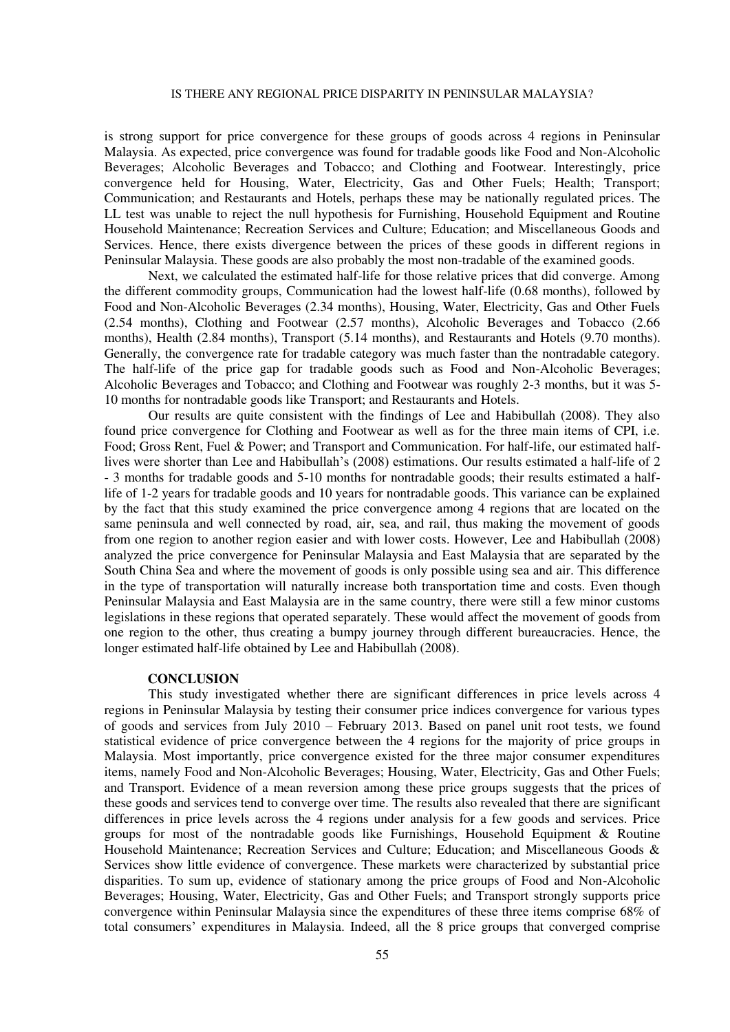is strong support for price convergence for these groups of goods across 4 regions in Peninsular Malaysia. As expected, price convergence was found for tradable goods like Food and Non-Alcoholic Beverages; Alcoholic Beverages and Tobacco; and Clothing and Footwear. Interestingly, price convergence held for Housing, Water, Electricity, Gas and Other Fuels; Health; Transport; Communication; and Restaurants and Hotels, perhaps these may be nationally regulated prices. The LL test was unable to reject the null hypothesis for Furnishing, Household Equipment and Routine Household Maintenance; Recreation Services and Culture; Education; and Miscellaneous Goods and Services. Hence, there exists divergence between the prices of these goods in different regions in Peninsular Malaysia. These goods are also probably the most non-tradable of the examined goods.

Next, we calculated the estimated half-life for those relative prices that did converge. Among the different commodity groups, Communication had the lowest half-life (0.68 months), followed by Food and Non-Alcoholic Beverages (2.34 months), Housing, Water, Electricity, Gas and Other Fuels (2.54 months), Clothing and Footwear (2.57 months), Alcoholic Beverages and Tobacco (2.66 months), Health (2.84 months), Transport (5.14 months), and Restaurants and Hotels (9.70 months). Generally, the convergence rate for tradable category was much faster than the nontradable category. The half-life of the price gap for tradable goods such as Food and Non-Alcoholic Beverages; Alcoholic Beverages and Tobacco; and Clothing and Footwear was roughly 2-3 months, but it was 5-10 months for nontradable goods like Transport; and Restaurants and Hotels.

Our results are quite consistent with the findings of Lee and Habibullah (2008). They also found price convergence for Clothing and Footwear as well as for the three main items of CPI, i.e. Food; Gross Rent, Fuel & Power; and Transport and Communication. For half-life, our estimated half-lives were shorter than Lee and Habibullah's (2008) estimations. Our results estimated a half-life of 2 - 3 months for tradable goods and 5-10 months for nontradable goods; their results estimated a half-life of 1-2 years for tradable goods and 10 years for nontradable goods. This variance can be explained by the fact that this study examined the price convergence among 4 regions that are located on the same peninsula and well connected by road, air, sea, and rail, thus making the movement of goods from one region to another region easier and with lower costs. However, Lee and Habibullah (2008) analyzed the price convergence for Peninsular Malaysia and East Malaysia that are separated by the South China Sea and where the movement of goods is only possible using sea and air. This difference in the type of transportation will naturally increase both transportation time and costs. Even though Peninsular Malaysia and East Malaysia are in the same country, there were still a few minor customs legislations in these regions that operated separately. These would affect the movement of goods from one region to the other, thus creating a bumpy journey through different bureaucracies. Hence, the longer estimated half-life obtained by Lee and Habibullah (2008).

## CONCLUSION

This study investigated whether there are significant differences in price levels across 4 regions in Peninsular Malaysia by testing their consumer price indices convergence for various types of goods and services from July 2010 – February 2013. Based on panel unit root tests, we found statistical evidence of price convergence between the 4 regions for the majority of price groups in Malaysia. Most importantly, price convergence existed for the three major consumer expenditures items, namely Food and Non-Alcoholic Beverages; Housing, Water, Electricity, Gas and Other Fuels; and Transport. Evidence of a mean reversion among these price groups suggests that the prices of these goods and services tend to converge over time. The results also revealed that there are significant differences in price levels across the 4 regions under analysis for a few goods and services. Price groups for most of the nontradable goods like Furnishings, Household Equipment & Routine Household Maintenance; Recreation Services and Culture; Education; and Miscellaneous Goods & Services show little evidence of convergence. These markets were characterized by substantial price disparities. To sum up, evidence of stationary among the price groups of Food and Non-Alcoholic Beverages; Housing, Water, Electricity, Gas and Other Fuels; and Transport strongly supports price convergence within Peninsular Malaysia since the expenditures of these three items comprise 68% of total consumers' expenditures in Malaysia. Indeed, all the 8 price groups that converged comprise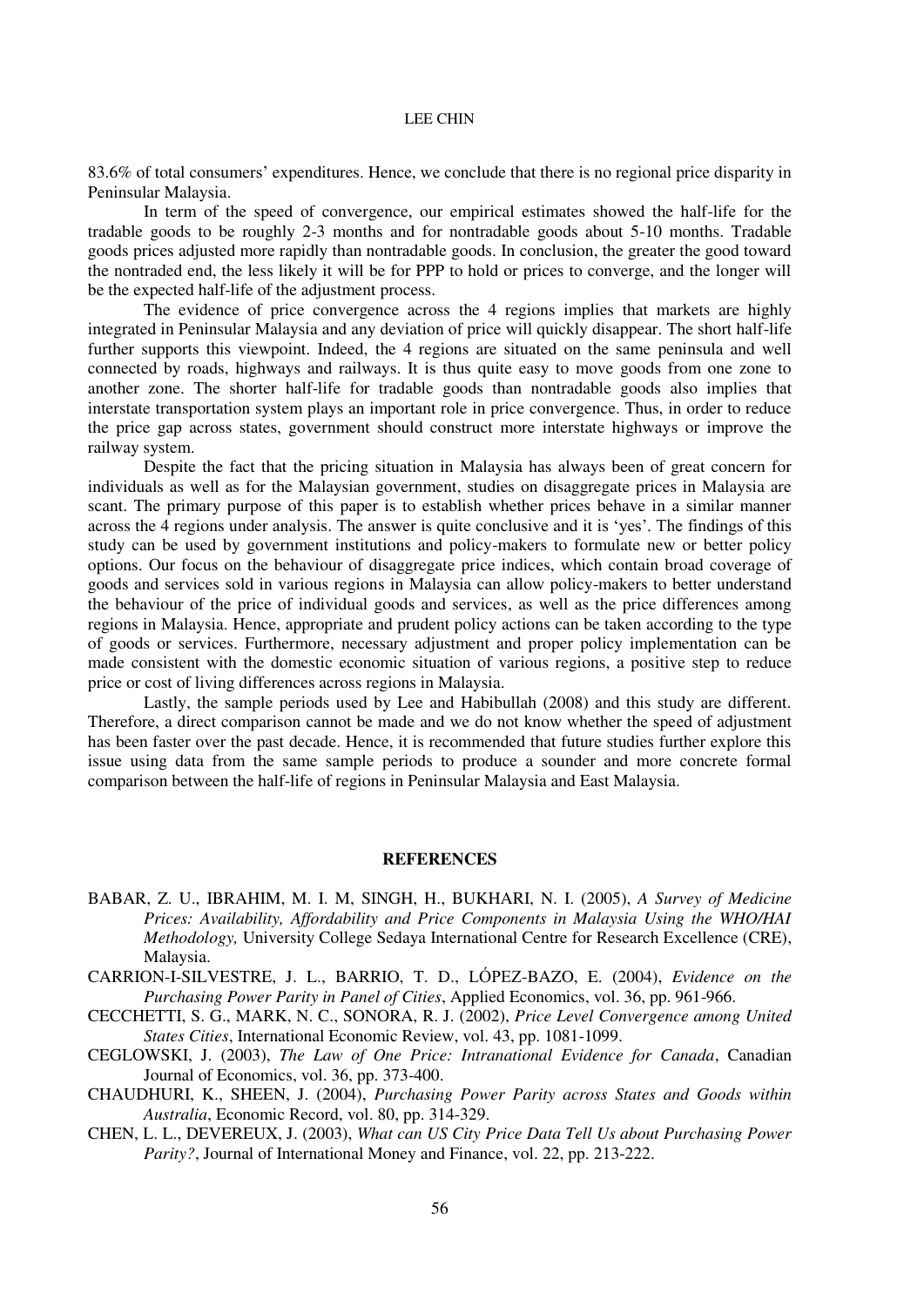83.6% of total consumers' expenditures. Hence, we conclude that there is no regional price disparity in Peninsular Malaysia.

In term of the speed of convergence, our empirical estimates showed the half-life for the tradable goods to be roughly 2-3 months and for nontradable goods about 5-10 months. Tradable goods prices adjusted more rapidly than nontradable goods. In conclusion, the greater the good toward the nontraded end, the less likely it will be for PPP to hold or prices to converge, and the longer will be the expected half-life of the adjustment process.

The evidence of price convergence across the 4 regions implies that markets are highly integrated in Peninsular Malaysia and any deviation of price will quickly disappear. The short half-life further supports this viewpoint. Indeed, the 4 regions are situated on the same peninsula and well connected by roads, highways and railways. It is thus quite easy to move goods from one zone to another zone. The shorter half-life for tradable goods than nontradable goods also implies that interstate transportation system plays an important role in price convergence. Thus, in order to reduce the price gap across states, government should construct more interstate highways or improve the railway system.

Despite the fact that the pricing situation in Malaysia has always been of great concern for individuals as well as for the Malaysian government, studies on disaggregate prices in Malaysia are scant. The primary purpose of this paper is to establish whether prices behave in a similar manner across the 4 regions under analysis. The answer is quite conclusive and it is 'yes'. The findings of this study can be used by government institutions and policy-makers to formulate new or better policy options. Our focus on the behaviour of disaggregate price indices, which contain broad coverage of goods and services sold in various regions in Malaysia can allow policy-makers to better understand the behaviour of the price of individual goods and services, as well as the price differences among regions in Malaysia. Hence, appropriate and prudent policy actions can be taken according to the type of goods or services. Furthermore, necessary adjustment and proper policy implementation can be made consistent with the domestic economic situation of various regions, a positive step to reduce price or cost of living differences across regions in Malaysia.

Lastly, the sample periods used by Lee and Habibullah (2008) and this study are different. Therefore, a direct comparison cannot be made and we do not know whether the speed of adjustment has been faster over the past decade. Hence, it is recommended that future studies further explore this issue using data from the same sample periods to produce a sounder and more concrete formal comparison between the half-life of regions in Peninsular Malaysia and East Malaysia.

## REFERENCES

BABAR, Z. U., IBRAHIM, M. I. M, SINGH, H., BUKHARI, N. I. (2005), *A Survey of Medicine Prices: Availability, Affordability and Price Components in Malaysia Using the WHO/HAI Methodology,* University College Sedaya International Centre for Research Excellence (CRE), Malaysia.

CARRION-I-SILVESTRE, J. L., BARRIO, T. D., LÓPEZ-BAZO, E. (2004), *Evidence on the Purchasing Power Parity in Panel of Cities*, Applied Economics, vol. 36, pp. 961-966.

CECCHETTI, S. G., MARK, N. C., SONORA, R. J. (2002), *Price Level Convergence among United States Cities*, International Economic Review, vol. 43, pp. 1081-1099.

CEGLOWSKI, J. (2003), *The Law of One Price: Intranational Evidence for Canada*, Canadian Journal of Economics, vol. 36, pp. 373-400.

CHAUDHURI, K., SHEEN, J. (2004), *Purchasing Power Parity across States and Goods within Australia*, Economic Record, vol. 80, pp. 314-329.

CHEN, L. L., DEVEREUX, J. (2003), *What can US City Price Data Tell Us about Purchasing Power Parity?*, Journal of International Money and Finance, vol. 22, pp. 213-222.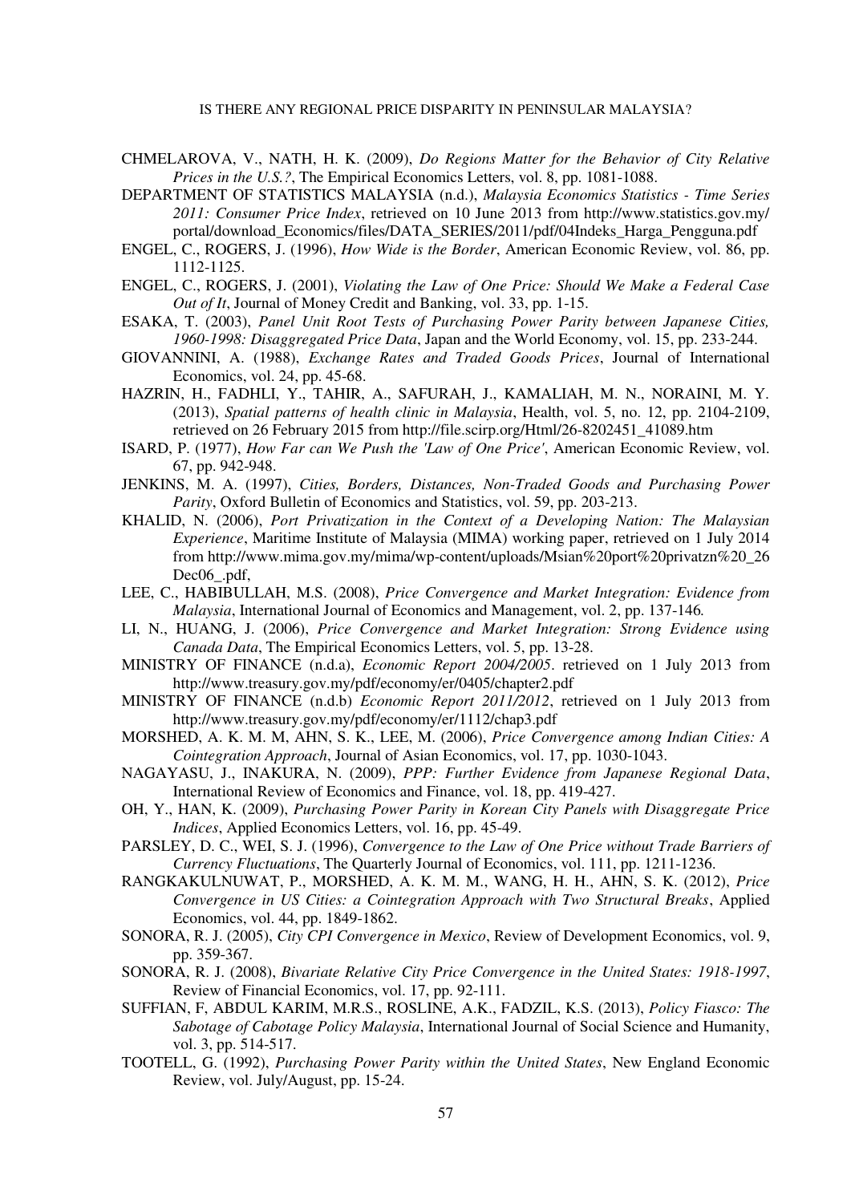CHMELAROVA, V., NATH, H. K. (2009), *Do Regions Matter for the Behavior of City Relative Prices in the U.S.?*, The Empirical Economics Letters, vol. 8, pp. 1081-1088.

DEPARTMENT OF STATISTICS MALAYSIA (n.d.), *Malaysia Economics Statistics - Time Series 2011: Consumer Price Index*, retrieved on 10 June 2013 from http://www.statistics.gov.my/portal/download_Economics/files/DATA_SERIES/2011/pdf/04Indeks_Harga_Pengguna.pdf

ENGEL, C., ROGERS, J. (1996), *How Wide is the Border*, American Economic Review, vol. 86, pp. 1112-1125.

ENGEL, C., ROGERS, J. (2001), *Violating the Law of One Price: Should We Make a Federal Case Out of It*, Journal of Money Credit and Banking, vol. 33, pp. 1-15.

ESAKA, T. (2003), *Panel Unit Root Tests of Purchasing Power Parity between Japanese Cities, 1960-1998: Disaggregated Price Data*, Japan and the World Economy, vol. 15, pp. 233-244.

GIOVANNINI, A. (1988), *Exchange Rates and Traded Goods Prices*, Journal of International Economics, vol. 24, pp. 45-68.

HAZRIN, H., FADHLI, Y., TAHIR, A., SAFURAH, J., KAMALIAH, M. N., NORAINI, M. Y. (2013), *Spatial patterns of health clinic in Malaysia*, Health, vol. 5, no. 12, pp. 2104-2109, retrieved on 26 February 2015 from http://file.scirp.org/Html/26-8202451_41089.htm

ISARD, P. (1977), *How Far can We Push the 'Law of One Price'*, American Economic Review, vol. 67, pp. 942-948.

JENKINS, M. A. (1997), *Cities, Borders, Distances, Non-Traded Goods and Purchasing Power Parity*, Oxford Bulletin of Economics and Statistics, vol. 59, pp. 203-213.

KHALID, N. (2006), *Port Privatization in the Context of a Developing Nation: The Malaysian Experience*, Maritime Institute of Malaysia (MIMA) working paper, retrieved on 1 July 2014 from http://www.mima.gov.my/mima/wp-content/uploads/Msian%20port%20privatzn%20_26Dec06_.pdf,

LEE, C., HABIBULLAH, M.S. (2008), *Price Convergence and Market Integration: Evidence from Malaysia*, International Journal of Economics and Management, vol. 2, pp. 137-146.

LI, N., HUANG, J. (2006), *Price Convergence and Market Integration: Strong Evidence using Canada Data*, The Empirical Economics Letters, vol. 5, pp. 13-28.

MINISTRY OF FINANCE (n.d.a), *Economic Report 2004/2005*. retrieved on 1 July 2013 from http://www.treasury.gov.my/pdf/economy/er/0405/chapter2.pdf

MINISTRY OF FINANCE (n.d.b) *Economic Report 2011/2012*, retrieved on 1 July 2013 from http://www.treasury.gov.my/pdf/economy/er/1112/chap3.pdf

MORSHED, A. K. M. M, AHN, S. K., LEE, M. (2006), *Price Convergence among Indian Cities: A Cointegration Approach*, Journal of Asian Economics, vol. 17, pp. 1030-1043.

NAGAYASU, J., INAKURA, N. (2009), *PPP: Further Evidence from Japanese Regional Data*, International Review of Economics and Finance, vol. 18, pp. 419-427.

OH, Y., HAN, K. (2009), *Purchasing Power Parity in Korean City Panels with Disaggregate Price Indices*, Applied Economics Letters, vol. 16, pp. 45-49.

PARSLEY, D. C., WEI, S. J. (1996), *Convergence to the Law of One Price without Trade Barriers of Currency Fluctuations*, The Quarterly Journal of Economics, vol. 111, pp. 1211-1236.

RANGKAKULNUWAT, P., MORSHED, A. K. M. M., WANG, H. H., AHN, S. K. (2012), *Price Convergence in US Cities: a Cointegration Approach with Two Structural Breaks*, Applied Economics, vol. 44, pp. 1849-1862.

SONORA, R. J. (2005), *City CPI Convergence in Mexico*, Review of Development Economics, vol. 9, pp. 359-367.

SONORA, R. J. (2008), *Bivariate Relative City Price Convergence in the United States: 1918-1997*, Review of Financial Economics, vol. 17, pp. 92-111.

SUFFIAN, F, ABDUL KARIM, M.R.S., ROSLINE, A.K., FADZIL, K.S. (2013), *Policy Fiasco: The Sabotage of Cabotage Policy Malaysia*, International Journal of Social Science and Humanity, vol. 3, pp. 514-517.

TOOTELL, G. (1992), *Purchasing Power Parity within the United States*, New England Economic Review, vol. July/August, pp. 15-24.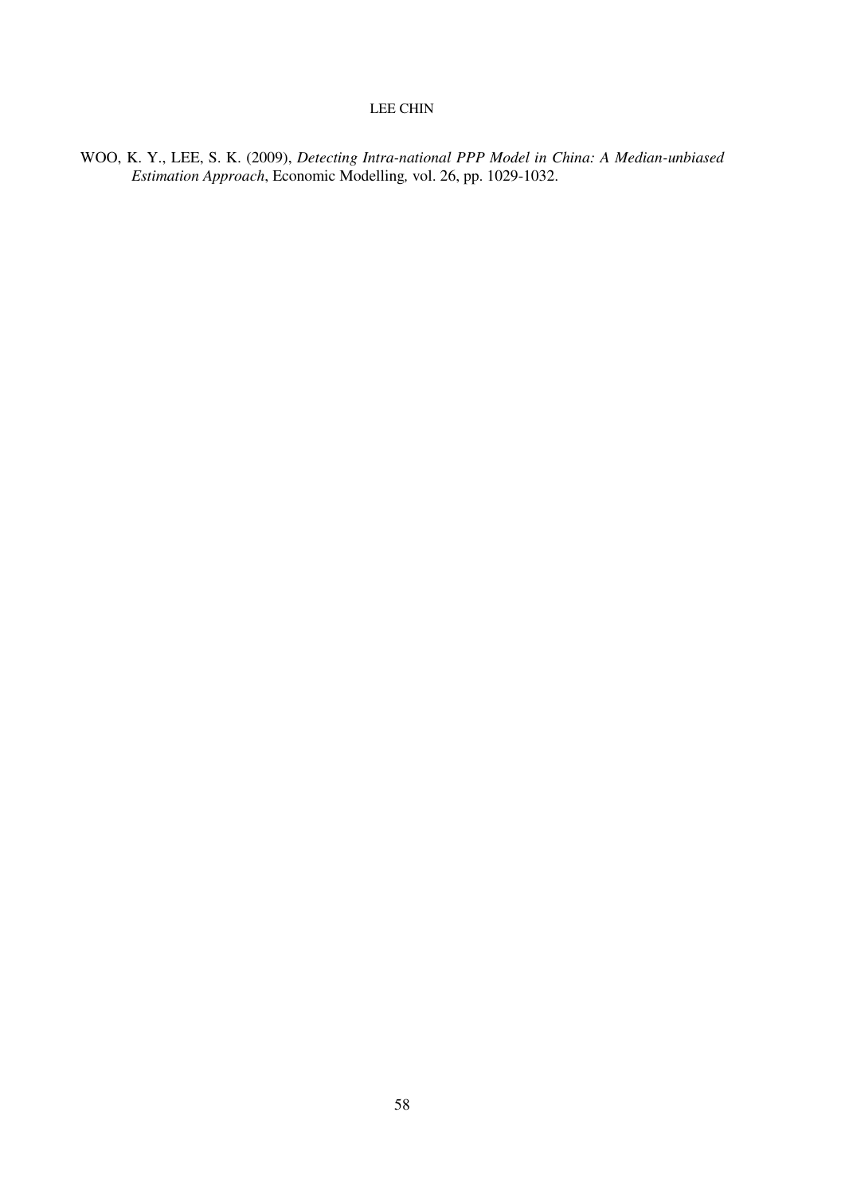WOO, K. Y., LEE, S. K. (2009), *Detecting Intra-national PPP Model in China: A Median-unbiased Estimation Approach*, Economic Modelling*,* vol. 26, pp. 1029-1032.